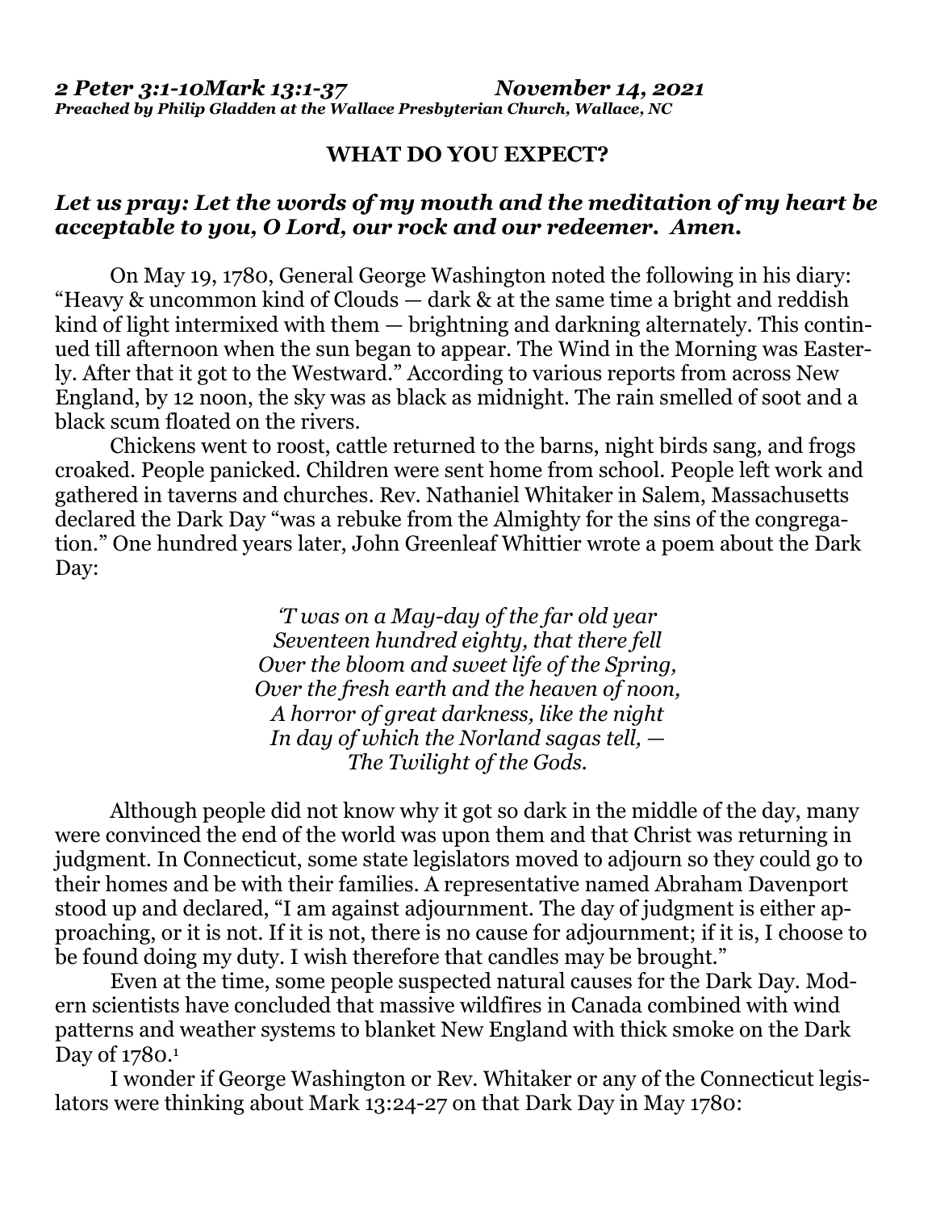*2 Peter 3:1-10Mark 13:1-37 November 14, 2021*
***Preached by Philip Gladden at the Wallace Presbyterian Church, Wallace, NC***

## WHAT DO YOU EXPECT?

***Let us pray: Let the words of my mouth and the meditation of my heart be acceptable to you, O Lord, our rock and our redeemer. Amen.***

On May 19, 1780, General George Washington noted the following in his diary: "Heavy & uncommon kind of Clouds — dark & at the same time a bright and reddish kind of light intermixed with them — brightning and darkning alternately. This continued till afternoon when the sun began to appear. The Wind in the Morning was Easterly. After that it got to the Westward." According to various reports from across New England, by 12 noon, the sky was as black as midnight. The rain smelled of soot and a black scum floated on the rivers.

Chickens went to roost, cattle returned to the barns, night birds sang, and frogs croaked. People panicked. Children were sent home from school. People left work and gathered in taverns and churches. Rev. Nathaniel Whitaker in Salem, Massachusetts declared the Dark Day "was a rebuke from the Almighty for the sins of the congregation." One hundred years later, John Greenleaf Whittier wrote a poem about the Dark Day:

> *'T was on a May-day of the far old year*
> *Seventeen hundred eighty, that there fell*
> *Over the bloom and sweet life of the Spring,*
> *Over the fresh earth and the heaven of noon,*
> *A horror of great darkness, like the night*
> *In day of which the Norland sagas tell, —*
> *The Twilight of the Gods.*

Although people did not know why it got so dark in the middle of the day, many were convinced the end of the world was upon them and that Christ was returning in judgment. In Connecticut, some state legislators moved to adjourn so they could go to their homes and be with their families. A representative named Abraham Davenport stood up and declared, "I am against adjournment. The day of judgment is either approaching, or it is not. If it is not, there is no cause for adjournment; if it is, I choose to be found doing my duty. I wish therefore that candles may be brought."

Even at the time, some people suspected natural causes for the Dark Day. Modern scientists have concluded that massive wildfires in Canada combined with wind patterns and weather systems to blanket New England with thick smoke on the Dark Day of 1780.[1]

I wonder if George Washington or Rev. Whitaker or any of the Connecticut legislators were thinking about Mark 13:24-27 on that Dark Day in May 1780: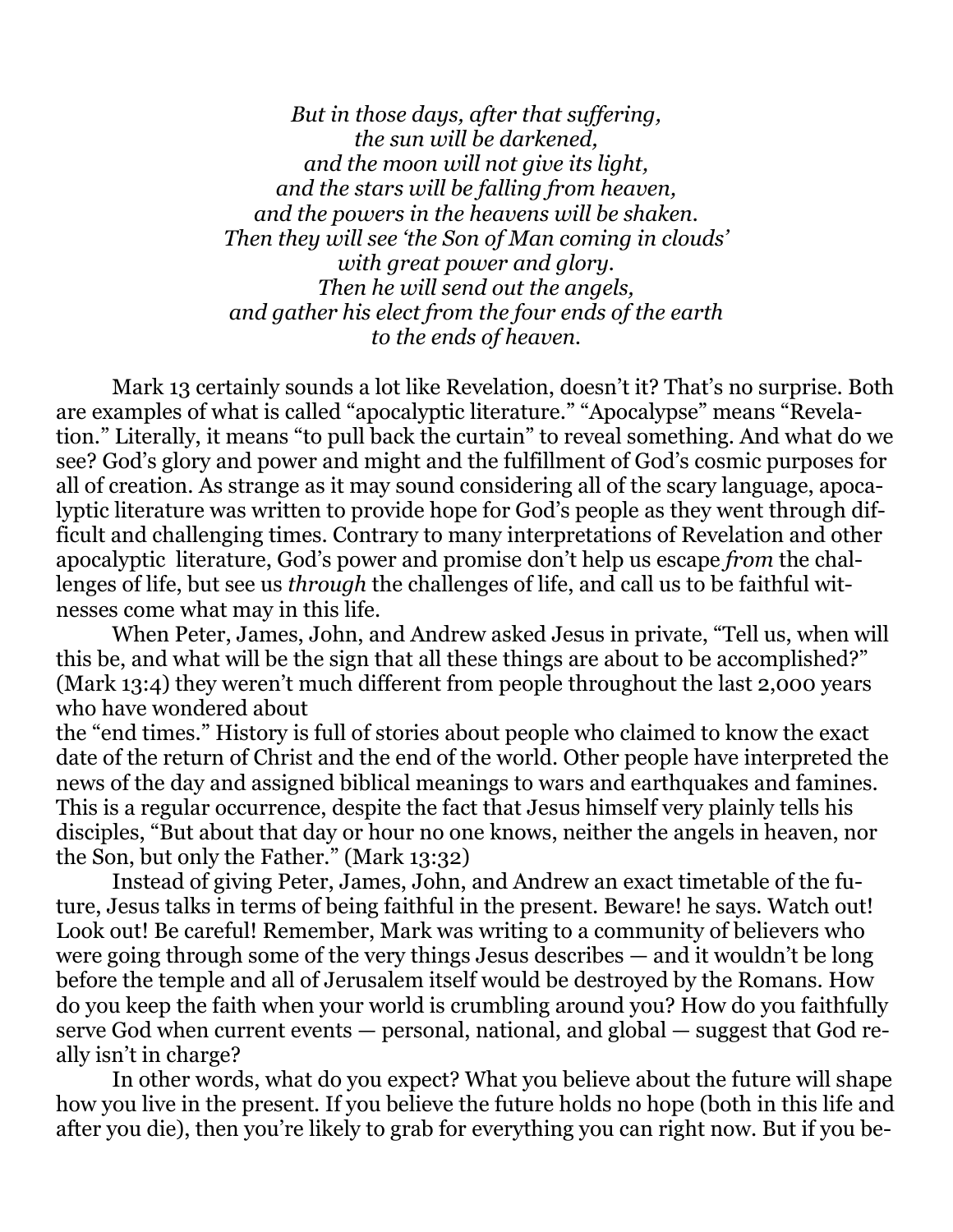*But in those days, after that suffering,*
*the sun will be darkened,*
*and the moon will not give its light,*
*and the stars will be falling from heaven,*
*and the powers in the heavens will be shaken.*
*Then they will see 'the Son of Man coming in clouds'*
*with great power and glory.*
*Then he will send out the angels,*
*and gather his elect from the four ends of the earth*
*to the ends of heaven.*

Mark 13 certainly sounds a lot like Revelation, doesn't it? That's no surprise. Both are examples of what is called "apocalyptic literature." "Apocalypse" means "Revelation." Literally, it means "to pull back the curtain" to reveal something. And what do we see? God's glory and power and might and the fulfillment of God's cosmic purposes for all of creation. As strange as it may sound considering all of the scary language, apocalyptic literature was written to provide hope for God's people as they went through difficult and challenging times. Contrary to many interpretations of Revelation and other apocalyptic literature, God's power and promise don't help us escape *from* the challenges of life, but see us *through* the challenges of life, and call us to be faithful witnesses come what may in this life.

When Peter, James, John, and Andrew asked Jesus in private, "Tell us, when will this be, and what will be the sign that all these things are about to be accomplished?" (Mark 13:4) they weren't much different from people throughout the last 2,000 years who have wondered about the "end times." History is full of stories about people who claimed to know the exact date of the return of Christ and the end of the world. Other people have interpreted the news of the day and assigned biblical meanings to wars and earthquakes and famines. This is a regular occurrence, despite the fact that Jesus himself very plainly tells his disciples, "But about that day or hour no one knows, neither the angels in heaven, nor the Son, but only the Father." (Mark 13:32)

Instead of giving Peter, James, John, and Andrew an exact timetable of the future, Jesus talks in terms of being faithful in the present. Beware! he says. Watch out! Look out! Be careful! Remember, Mark was writing to a community of believers who were going through some of the very things Jesus describes — and it wouldn't be long before the temple and all of Jerusalem itself would be destroyed by the Romans. How do you keep the faith when your world is crumbling around you? How do you faithfully serve God when current events — personal, national, and global — suggest that God really isn't in charge?

In other words, what do you expect? What you believe about the future will shape how you live in the present. If you believe the future holds no hope (both in this life and after you die), then you're likely to grab for everything you can right now. But if you be-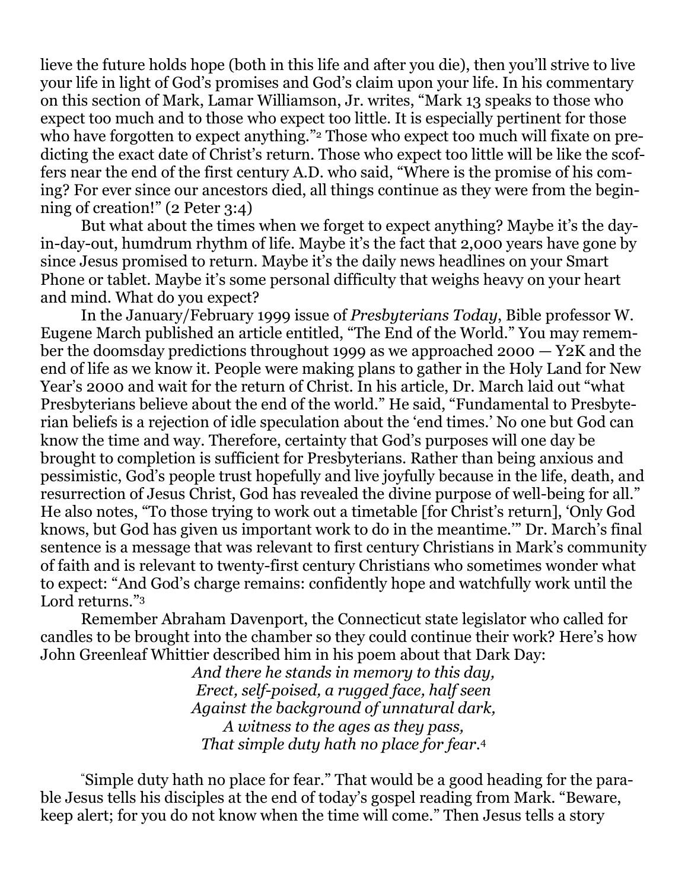lieve the future holds hope (both in this life and after you die), then you'll strive to live your life in light of God's promises and God's claim upon your life. In his commentary on this section of Mark, Lamar Williamson, Jr. writes, "Mark 13 speaks to those who expect too much and to those who expect too little. It is especially pertinent for those who have forgotten to expect anything."[2] Those who expect too much will fixate on predicting the exact date of Christ's return. Those who expect too little will be like the scoffers near the end of the first century A.D. who said, "Where is the promise of his coming? For ever since our ancestors died, all things continue as they were from the beginning of creation!" (2 Peter 3:4)

But what about the times when we forget to expect anything? Maybe it's the day-in-day-out, humdrum rhythm of life. Maybe it's the fact that 2,000 years have gone by since Jesus promised to return. Maybe it's the daily news headlines on your Smart Phone or tablet. Maybe it's some personal difficulty that weighs heavy on your heart and mind. What do you expect?

In the January/February 1999 issue of *Presbyterians Today*, Bible professor W. Eugene March published an article entitled, "The End of the World." You may remember the doomsday predictions throughout 1999 as we approached 2000 — Y2K and the end of life as we know it. People were making plans to gather in the Holy Land for New Year's 2000 and wait for the return of Christ. In his article, Dr. March laid out "what Presbyterians believe about the end of the world." He said, "Fundamental to Presbyterian beliefs is a rejection of idle speculation about the 'end times.' No one but God can know the time and way. Therefore, certainty that God's purposes will one day be brought to completion is sufficient for Presbyterians. Rather than being anxious and pessimistic, God's people trust hopefully and live joyfully because in the life, death, and resurrection of Jesus Christ, God has revealed the divine purpose of well-being for all." He also notes, "To those trying to work out a timetable [for Christ's return], 'Only God knows, but God has given us important work to do in the meantime.'" Dr. March's final sentence is a message that was relevant to first century Christians in Mark's community of faith and is relevant to twenty-first century Christians who sometimes wonder what to expect: "And God's charge remains: confidently hope and watchfully work until the Lord returns."[3]

Remember Abraham Davenport, the Connecticut state legislator who called for candles to be brought into the chamber so they could continue their work? Here's how John Greenleaf Whittier described him in his poem about that Dark Day:

*And there he stands in memory to this day,*
*Erect, self-poised, a rugged face, half seen*
*Against the background of unnatural dark,*
*A witness to the ages as they pass,*
*That simple duty hath no place for fear.*[4]

"Simple duty hath no place for fear." That would be a good heading for the parable Jesus tells his disciples at the end of today's gospel reading from Mark. "Beware, keep alert; for you do not know when the time will come." Then Jesus tells a story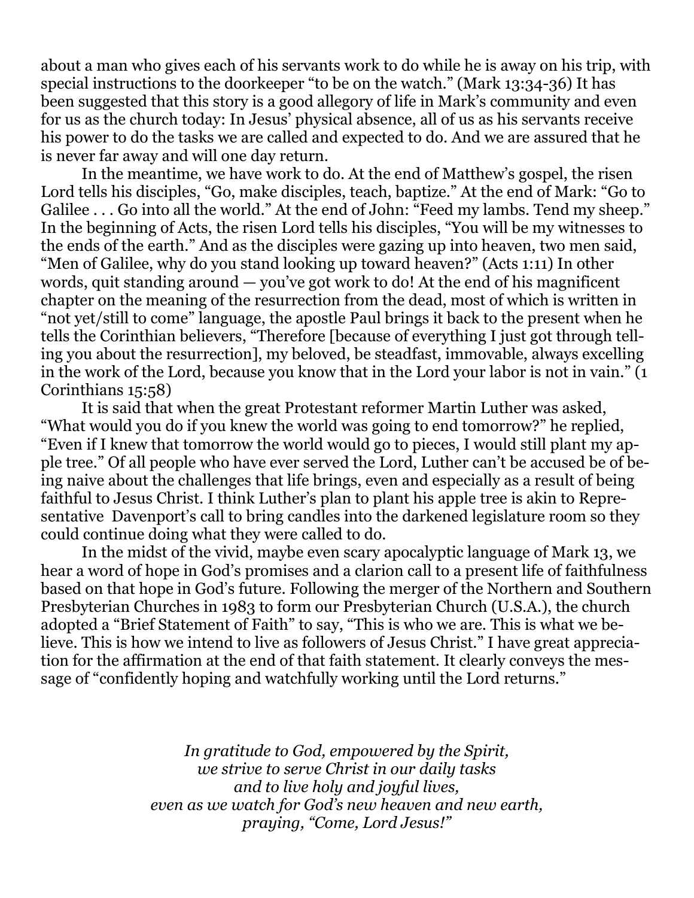about a man who gives each of his servants work to do while he is away on his trip, with special instructions to the doorkeeper "to be on the watch." (Mark 13:34-36) It has been suggested that this story is a good allegory of life in Mark's community and even for us as the church today: In Jesus' physical absence, all of us as his servants receive his power to do the tasks we are called and expected to do. And we are assured that he is never far away and will one day return.

In the meantime, we have work to do. At the end of Matthew's gospel, the risen Lord tells his disciples, "Go, make disciples, teach, baptize." At the end of Mark: "Go to Galilee . . . Go into all the world." At the end of John: "Feed my lambs. Tend my sheep." In the beginning of Acts, the risen Lord tells his disciples, "You will be my witnesses to the ends of the earth." And as the disciples were gazing up into heaven, two men said, "Men of Galilee, why do you stand looking up toward heaven?" (Acts 1:11) In other words, quit standing around — you've got work to do! At the end of his magnificent chapter on the meaning of the resurrection from the dead, most of which is written in "not yet/still to come" language, the apostle Paul brings it back to the present when he tells the Corinthian believers, "Therefore [because of everything I just got through telling you about the resurrection], my beloved, be steadfast, immovable, always excelling in the work of the Lord, because you know that in the Lord your labor is not in vain." (1 Corinthians 15:58)

It is said that when the great Protestant reformer Martin Luther was asked, "What would you do if you knew the world was going to end tomorrow?" he replied, "Even if I knew that tomorrow the world would go to pieces, I would still plant my apple tree." Of all people who have ever served the Lord, Luther can't be accused be of being naive about the challenges that life brings, even and especially as a result of being faithful to Jesus Christ. I think Luther's plan to plant his apple tree is akin to Representative Davenport's call to bring candles into the darkened legislature room so they could continue doing what they were called to do.

In the midst of the vivid, maybe even scary apocalyptic language of Mark 13, we hear a word of hope in God's promises and a clarion call to a present life of faithfulness based on that hope in God's future. Following the merger of the Northern and Southern Presbyterian Churches in 1983 to form our Presbyterian Church (U.S.A.), the church adopted a "Brief Statement of Faith" to say, "This is who we are. This is what we believe. This is how we intend to live as followers of Jesus Christ." I have great appreciation for the affirmation at the end of that faith statement. It clearly conveys the message of "confidently hoping and watchfully working until the Lord returns."

*In gratitude to God, empowered by the Spirit,*
*we strive to serve Christ in our daily tasks*
*and to live holy and joyful lives,*
*even as we watch for God's new heaven and new earth,*
*praying, "Come, Lord Jesus!"*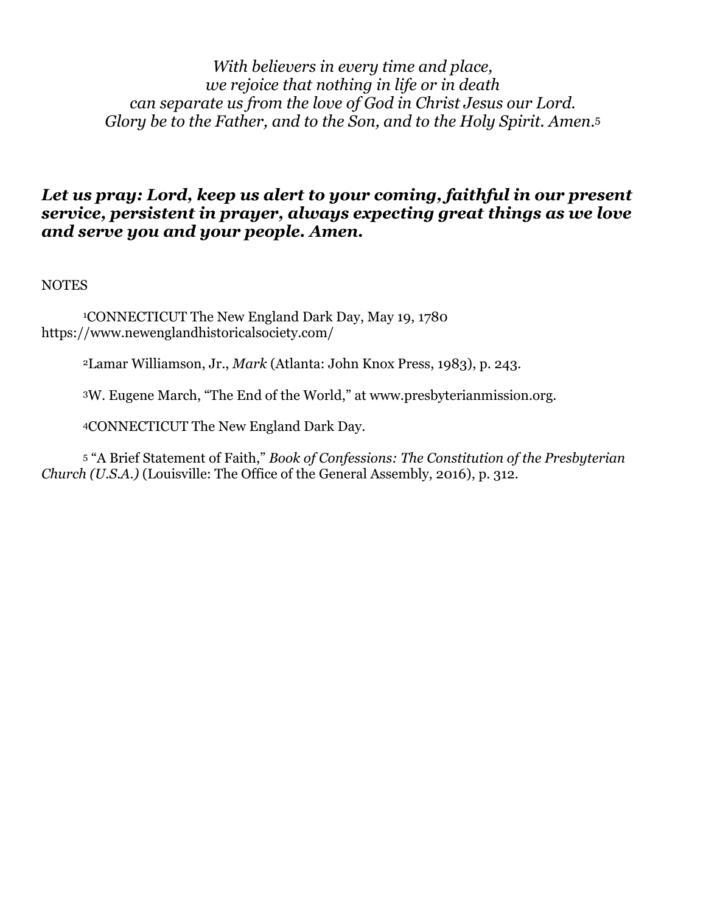*With believers in every time and place,*
*we rejoice that nothing in life or in death*
*can separate us from the love of God in Christ Jesus our Lord.*
*Glory be to the Father, and to the Son, and to the Holy Spirit. Amen.*[5]

***Let us pray: Lord, keep us alert to your coming, faithful in our present service, persistent in prayer, always expecting great things as we love and serve you and your people. Amen.***

NOTES

[1]CONNECTICUT The New England Dark Day, May 19, 1780 https://www.newenglandhistoricalsociety.com/

[2]Lamar Williamson, Jr., *Mark* (Atlanta: John Knox Press, 1983), p. 243.

[3]W. Eugene March, "The End of the World," at www.presbyterianmission.org.

[4]CONNECTICUT The New England Dark Day.

[5] "A Brief Statement of Faith," *Book of Confessions: The Constitution of the Presbyterian Church (U.S.A.)* (Louisville: The Office of the General Assembly, 2016), p. 312.